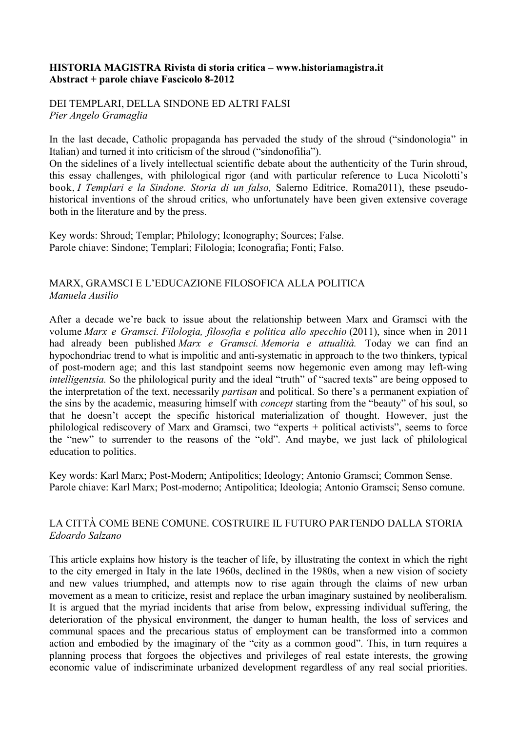**HISTORIA MAGISTRA Rivista di storia critica – www.historiamagistra.it**
**Abstract + parole chiave Fascicolo 8-2012**

## DEI TEMPLARI, DELLA SINDONE ED ALTRI FALSI

*Pier Angelo Gramaglia*

In the last decade, Catholic propaganda has pervaded the study of the shroud ("sindonologia" in Italian) and turned it into criticism of the shroud ("sindonofilia").
On the sidelines of a lively intellectual scientific debate about the authenticity of the Turin shroud, this essay challenges, with philological rigor (and with particular reference to Luca Nicolotti's book, *I Templari e la Sindone. Storia di un falso,* Salerno Editrice, Roma2011), these pseudo-historical inventions of the shroud critics, who unfortunately have been given extensive coverage both in the literature and by the press.

Key words: Shroud; Templar; Philology; Iconography; Sources; False.
Parole chiave: Sindone; Templari; Filologia; Iconografia; Fonti; Falso.

## MARX, GRAMSCI E L'EDUCAZIONE FILOSOFICA ALLA POLITICA

*Manuela Ausilio*

After a decade we're back to issue about the relationship between Marx and Gramsci with the volume *Marx e Gramsci. Filologia, filosofia e politica allo specchio* (2011), since when in 2011 had already been published *Marx e Gramsci. Memoria e attualità.* Today we can find an hypochondriac trend to what is impolitic and anti-systematic in approach to the two thinkers, typical of post-modern age; and this last standpoint seems now hegemonic even among may left-wing *intelligentsia.* So the philological purity and the ideal "truth" of "sacred texts" are being opposed to the interpretation of the text, necessarily *partisan* and political. So there's a permanent expiation of the sins by the academic, measuring himself with *concept* starting from the "beauty" of his soul, so that he doesn't accept the specific historical materialization of thought. However, just the philological rediscovery of Marx and Gramsci, two "experts + political activists", seems to force the "new" to surrender to the reasons of the "old". And maybe, we just lack of philological education to politics.

Key words: Karl Marx; Post-Modern; Antipolitics; Ideology; Antonio Gramsci; Common Sense.
Parole chiave: Karl Marx; Post-moderno; Antipolitica; Ideologia; Antonio Gramsci; Senso comune.

## LA CITTÀ COME BENE COMUNE. COSTRUIRE IL FUTURO PARTENDO DALLA STORIA

*Edoardo Salzano*

This article explains how history is the teacher of life, by illustrating the context in which the right to the city emerged in Italy in the late 1960s, declined in the 1980s, when a new vision of society and new values triumphed, and attempts now to rise again through the claims of new urban movement as a mean to criticize, resist and replace the urban imaginary sustained by neoliberalism. It is argued that the myriad incidents that arise from below, expressing individual suffering, the deterioration of the physical environment, the danger to human health, the loss of services and communal spaces and the precarious status of employment can be transformed into a common action and embodied by the imaginary of the "city as a common good". This, in turn requires a planning process that forgoes the objectives and privileges of real estate interests, the growing economic value of indiscriminate urbanized development regardless of any real social priorities.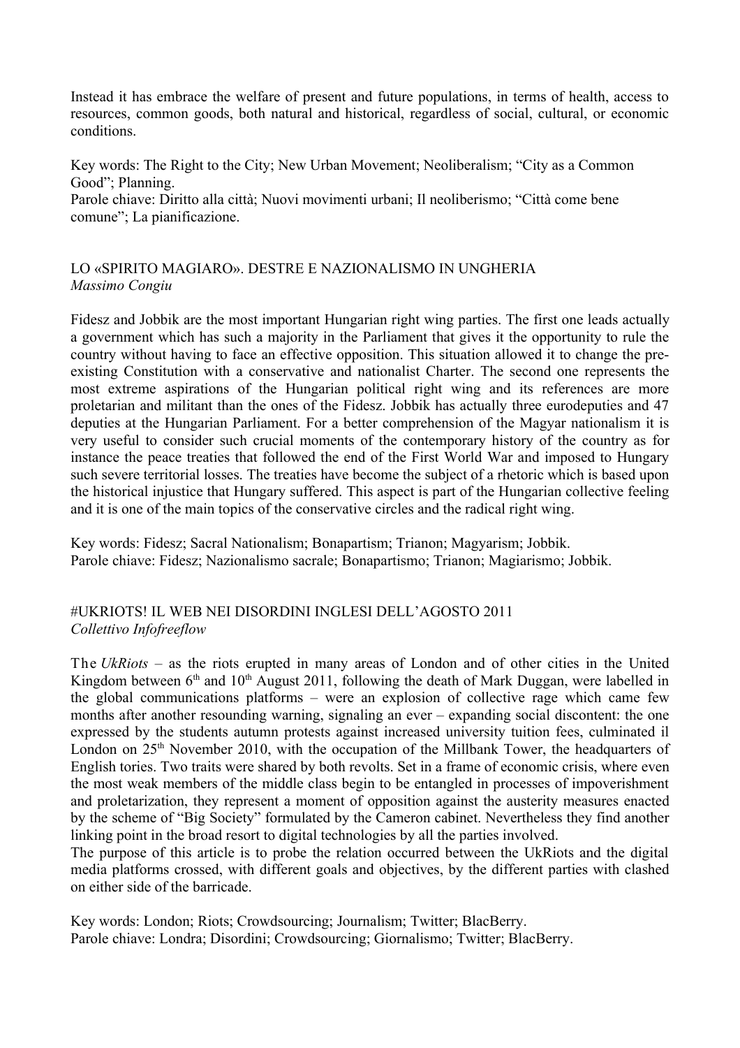Instead it has embrace the welfare of present and future populations, in terms of health, access to resources, common goods, both natural and historical, regardless of social, cultural, or economic conditions.

Key words: The Right to the City; New Urban Movement; Neoliberalism; "City as a Common Good"; Planning.
Parole chiave: Diritto alla città; Nuovi movimenti urbani; Il neoliberismo; "Città come bene comune"; La pianificazione.

## LO «SPIRITO MAGIARO». DESTRE E NAZIONALISMO IN UNGHERIA
*Massimo Congiu*

Fidesz and Jobbik are the most important Hungarian right wing parties. The first one leads actually a government which has such a majority in the Parliament that gives it the opportunity to rule the country without having to face an effective opposition. This situation allowed it to change the pre-existing Constitution with a conservative and nationalist Charter. The second one represents the most extreme aspirations of the Hungarian political right wing and its references are more proletarian and militant than the ones of the Fidesz. Jobbik has actually three eurodeputies and 47 deputies at the Hungarian Parliament. For a better comprehension of the Magyar nationalism it is very useful to consider such crucial moments of the contemporary history of the country as for instance the peace treaties that followed the end of the First World War and imposed to Hungary such severe territorial losses. The treaties have become the subject of a rhetoric which is based upon the historical injustice that Hungary suffered. This aspect is part of the Hungarian collective feeling and it is one of the main topics of the conservative circles and the radical right wing.

Key words: Fidesz; Sacral Nationalism; Bonapartism; Trianon; Magyarism; Jobbik.
Parole chiave: Fidesz; Nazionalismo sacrale; Bonapartismo; Trianon; Magiarismo; Jobbik.

## #UKRIOTS! IL WEB NEI DISORDINI INGLESI DELL'AGOSTO 2011
*Collettivo Infofreeflow*

The *UkRiots* – as the riots erupted in many areas of London and of other cities in the United Kingdom between 6th and 10th August 2011, following the death of Mark Duggan, were labelled in the global communications platforms – were an explosion of collective rage which came few months after another resounding warning, signaling an ever – expanding social discontent: the one expressed by the students autumn protests against increased university tuition fees, culminated il London on 25th November 2010, with the occupation of the Millbank Tower, the headquarters of English tories. Two traits were shared by both revolts. Set in a frame of economic crisis, where even the most weak members of the middle class begin to be entangled in processes of impoverishment and proletarization, they represent a moment of opposition against the austerity measures enacted by the scheme of "Big Society" formulated by the Cameron cabinet. Nevertheless they find another linking point in the broad resort to digital technologies by all the parties involved.
The purpose of this article is to probe the relation occurred between the UkRiots and the digital media platforms crossed, with different goals and objectives, by the different parties with clashed on either side of the barricade.

Key words: London; Riots; Crowdsourcing; Journalism; Twitter; BlacBerry.
Parole chiave: Londra; Disordini; Crowdsourcing; Giornalismo; Twitter; BlacBerry.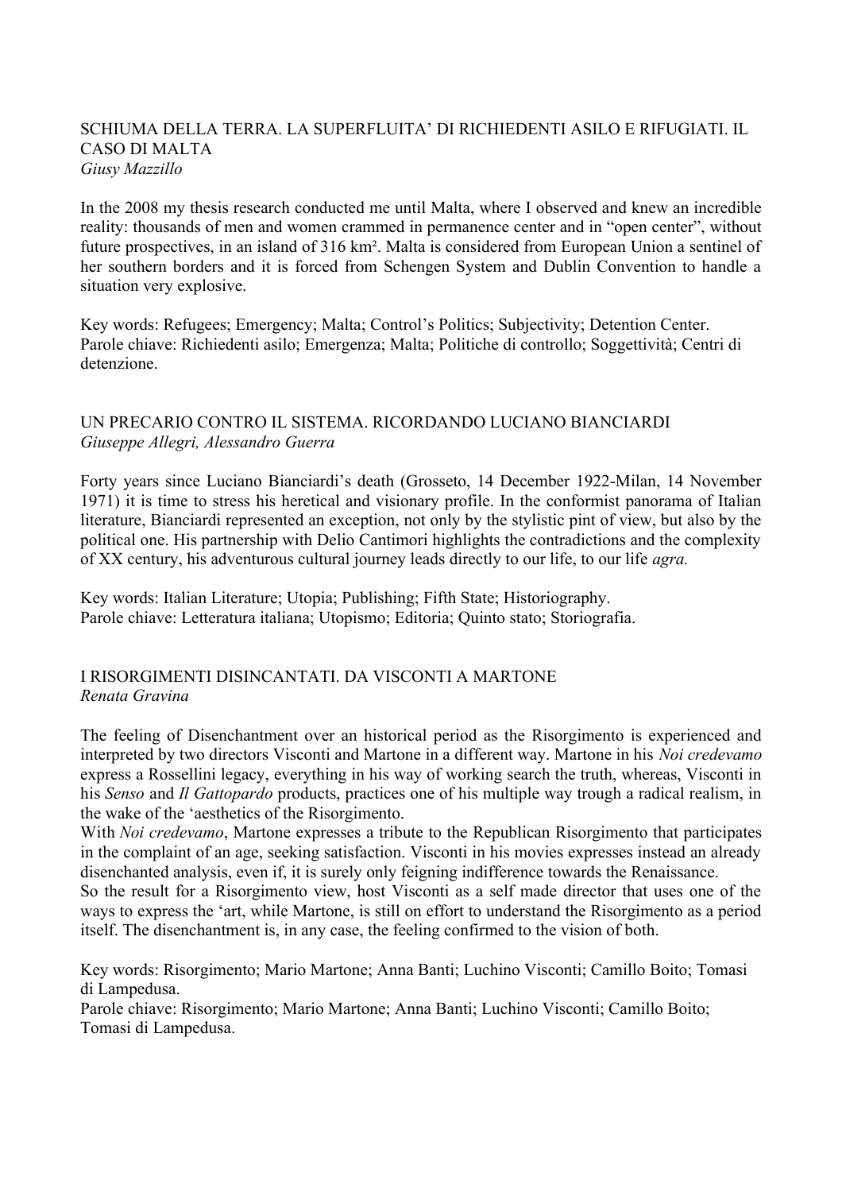## SCHIUMA DELLA TERRA. LA SUPERFLUITA' DI RICHIEDENTI ASILO E RIFUGIATI. IL CASO DI MALTA

*Giusy Mazzillo*

In the 2008 my thesis research conducted me until Malta, where I observed and knew an incredible reality: thousands of men and women crammed in permanence center and in "open center", without future prospectives, in an island of 316 km². Malta is considered from European Union a sentinel of her southern borders and it is forced from Schengen System and Dublin Convention to handle a situation very explosive.

Key words: Refugees; Emergency; Malta; Control's Politics; Subjectivity; Detention Center.
Parole chiave: Richiedenti asilo; Emergenza; Malta; Politiche di controllo; Soggettività; Centri di detenzione.

## UN PRECARIO CONTRO IL SISTEMA. RICORDANDO LUCIANO BIANCIARDI

*Giuseppe Allegri, Alessandro Guerra*

Forty years since Luciano Bianciardi's death (Grosseto, 14 December 1922-Milan, 14 November 1971) it is time to stress his heretical and visionary profile. In the conformist panorama of Italian literature, Bianciardi represented an exception, not only by the stylistic pint of view, but also by the political one. His partnership with Delio Cantimori highlights the contradictions and the complexity of XX century, his adventurous cultural journey leads directly to our life, to our life *agra.*

Key words: Italian Literature; Utopia; Publishing; Fifth State; Historiography.
Parole chiave: Letteratura italiana; Utopismo; Editoria; Quinto stato; Storiografia.

## I RISORGIMENTI DISINCANTATI. DA VISCONTI A MARTONE

*Renata Gravina*

The feeling of Disenchantment over an historical period as the Risorgimento is experienced and interpreted by two directors Visconti and Martone in a different way. Martone in his *Noi credevamo* express a Rossellini legacy, everything in his way of working search the truth, whereas, Visconti in his *Senso* and *Il Gattopardo* products, practices one of his multiple way trough a radical realism, in the wake of the 'aesthetics of the Risorgimento.

With *Noi credevamo*, Martone expresses a tribute to the Republican Risorgimento that participates in the complaint of an age, seeking satisfaction. Visconti in his movies expresses instead an already disenchanted analysis, even if, it is surely only feigning indifference towards the Renaissance.

So the result for a Risorgimento view, host Visconti as a self made director that uses one of the ways to express the 'art, while Martone, is still on effort to understand the Risorgimento as a period itself. The disenchantment is, in any case, the feeling confirmed to the vision of both.

Key words: Risorgimento; Mario Martone; Anna Banti; Luchino Visconti; Camillo Boito; Tomasi di Lampedusa.
Parole chiave: Risorgimento; Mario Martone; Anna Banti; Luchino Visconti; Camillo Boito; Tomasi di Lampedusa.